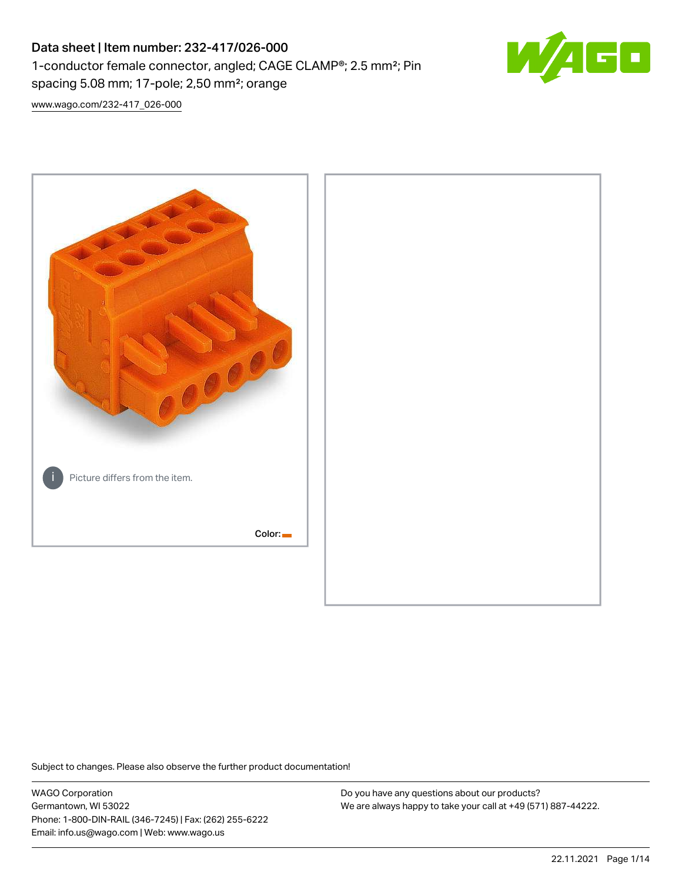# Data sheet | Item number: 232-417/026-000

1-conductor female connector, angled; CAGE CLAMP®; 2.5 mm²; Pin spacing 5.08 mm; 17-pole; 2,50 mm²; orange

www.wago.com/232-417_026-000

Picture differs from the item.

Color:

Subject to changes. Please also observe the further product documentation!

WAGO Corporation
Germantown, WI 53022
Phone: 1-800-DIN-RAIL (346-7245) | Fax: (262) 255-6222
Email: info.us@wago.com | Web: www.wago.us

Do you have any questions about our products?
We are always happy to take your call at +49 (571) 887-44222.

22.11.2021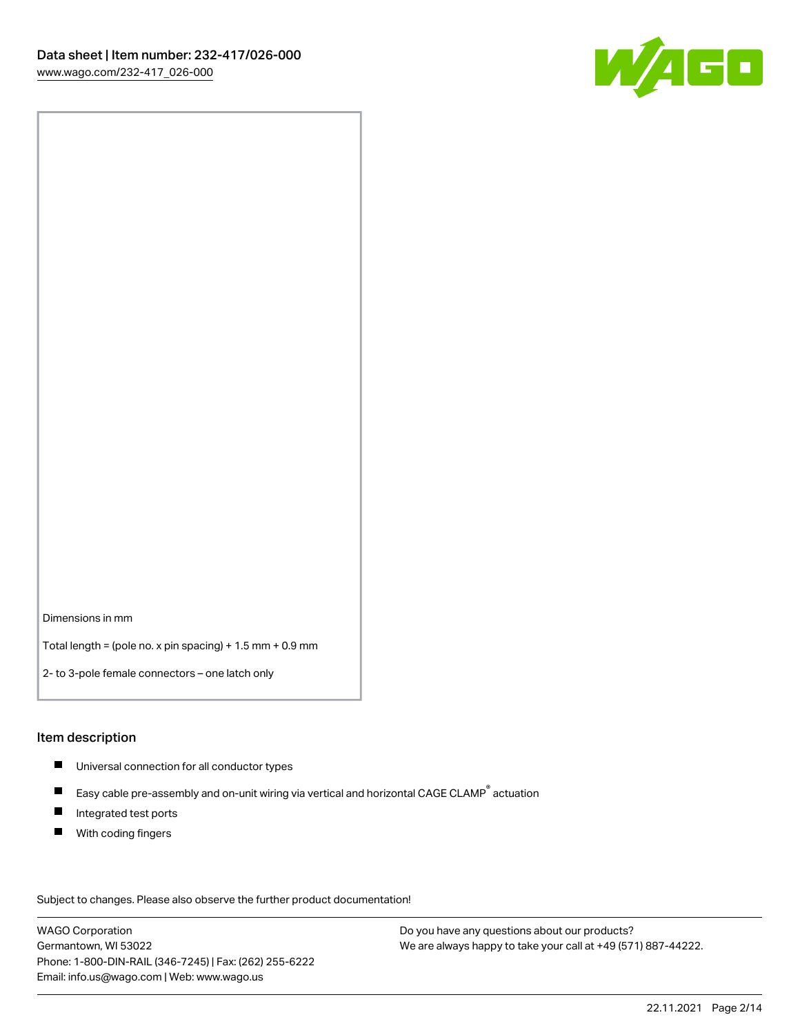Dimensions in mm

Total length = (pole no. x pin spacing) + 1.5 mm + 0.9 mm

2- to 3-pole female connectors – one latch only

## Item description

- Universal connection for all conductor types
- Easy cable pre-assembly and on-unit wiring via vertical and horizontal CAGE CLAMP® actuation
- Integrated test ports
- With coding fingers

Subject to changes. Please also observe the further product documentation!

WAGO Corporation
Germantown, WI 53022
Phone: 1-800-DIN-RAIL (346-7245) | Fax: (262) 255-6222
Email: info.us@wago.com | Web: www.wago.us

Do you have any questions about our products?
We are always happy to take your call at +49 (571) 887-44222.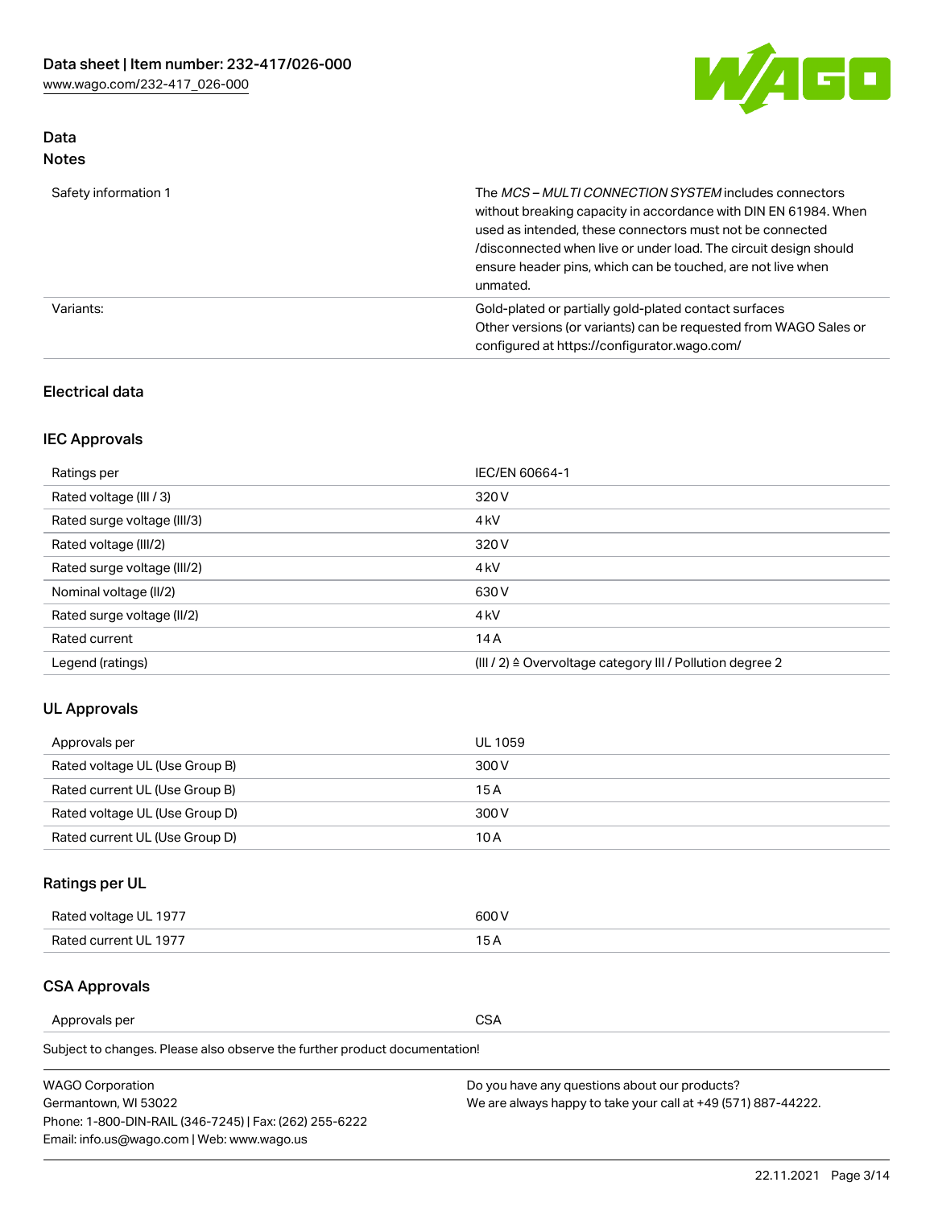## Data
### Notes

| | |
|---|---|
| Safety information 1 | The *MCS – MULTI CONNECTION SYSTEM* includes connectors without breaking capacity in accordance with DIN EN 61984. When used as intended, these connectors must not be connected /disconnected when live or under load. The circuit design should ensure header pins, which can be touched, are not live when unmated. |
| Variants: | Gold-plated or partially gold-plated contact surfaces<br>Other versions (or variants) can be requested from WAGO Sales or configured at https://configurator.wago.com/ |

## Electrical data

### IEC Approvals

| | |
|---|---|
| Ratings per | IEC/EN 60664-1 |
| Rated voltage (III / 3) | 320 V |
| Rated surge voltage (III/3) | 4 kV |
| Rated voltage (III/2) | 320 V |
| Rated surge voltage (III/2) | 4 kV |
| Nominal voltage (II/2) | 630 V |
| Rated surge voltage (II/2) | 4 kV |
| Rated current | 14 A |
| Legend (ratings) | (III / 2) ≙ Overvoltage category III / Pollution degree 2 |

### UL Approvals

| | |
|---|---|
| Approvals per | UL 1059 |
| Rated voltage UL (Use Group B) | 300 V |
| Rated current UL (Use Group B) | 15 A |
| Rated voltage UL (Use Group D) | 300 V |
| Rated current UL (Use Group D) | 10 A |

### Ratings per UL

| | |
|---|---|
| Rated voltage UL 1977 | 600 V |
| Rated current UL 1977 | 15 A |

### CSA Approvals

| | |
|---|---|
| Approvals per | CSA |

Subject to changes. Please also observe the further product documentation!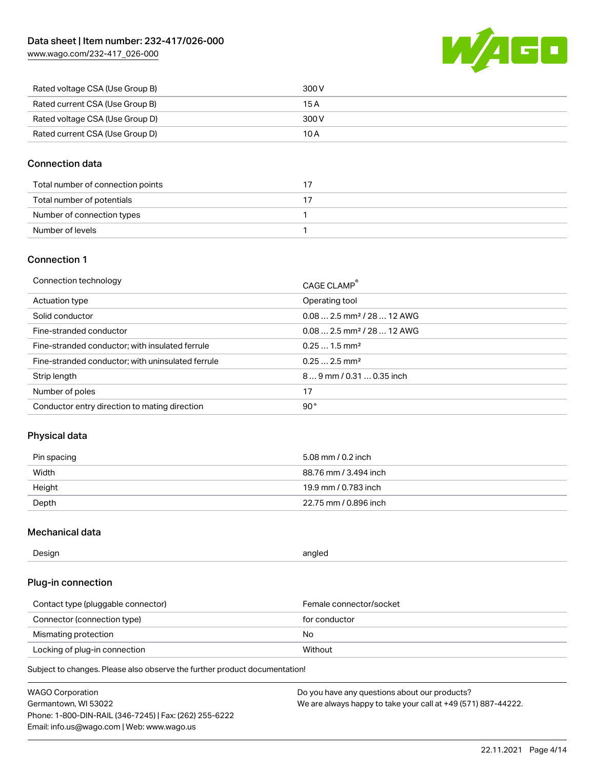| Rated voltage CSA (Use Group B) | 300 V |
| --- | --- |
| Rated current CSA (Use Group B) | 15 A |
| Rated voltage CSA (Use Group D) | 300 V |
| Rated current CSA (Use Group D) | 10 A |

## Connection data

| Total number of connection points | 17 |
| --- | --- |
| Total number of potentials | 17 |
| Number of connection types | 1 |
| Number of levels | 1 |

## Connection 1

| Connection technology | CAGE CLAMP® |
| --- | --- |
| Actuation type | Operating tool |
| Solid conductor | 0.08 … 2.5 mm² / 28 … 12 AWG |
| Fine-stranded conductor | 0.08 … 2.5 mm² / 28 … 12 AWG |
| Fine-stranded conductor; with insulated ferrule | 0.25 … 1.5 mm² |
| Fine-stranded conductor; with uninsulated ferrule | 0.25 … 2.5 mm² |
| Strip length | 8 … 9 mm / 0.31 … 0.35 inch |
| Number of poles | 17 |
| Conductor entry direction to mating direction | 90° |

## Physical data

| Pin spacing | 5.08 mm / 0.2 inch |
| --- | --- |
| Width | 88.76 mm / 3.494 inch |
| Height | 19.9 mm / 0.783 inch |
| Depth | 22.75 mm / 0.896 inch |

## Mechanical data

| Design | angled |
| --- | --- |

## Plug-in connection

| Contact type (pluggable connector) | Female connector/socket |
| --- | --- |
| Connector (connection type) | for conductor |
| Mismating protection | No |
| Locking of plug-in connection | Without |

Subject to changes. Please also observe the further product documentation!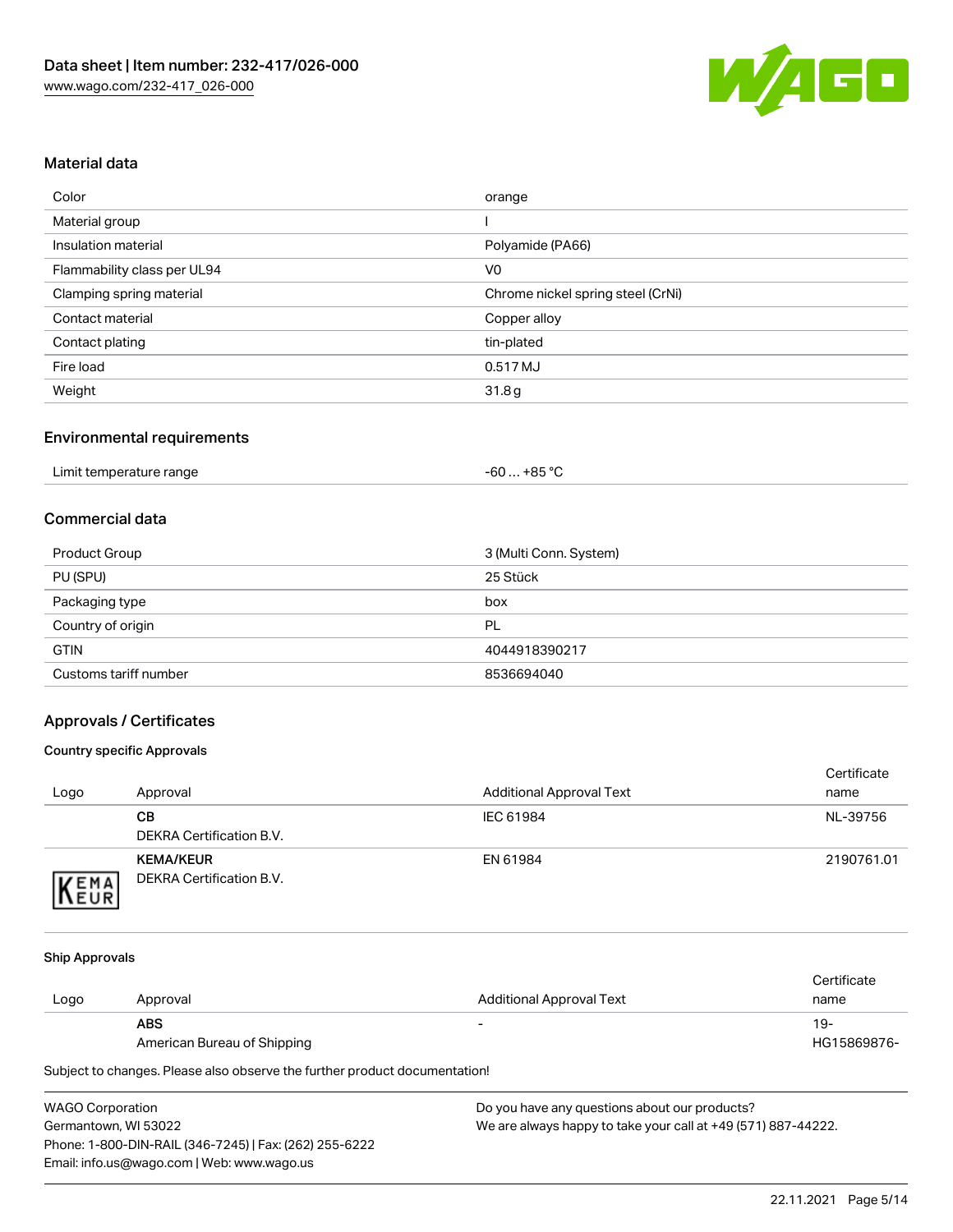## Material data

| | |
|---|---|
| Color | orange |
| Material group | I |
| Insulation material | Polyamide (PA66) |
| Flammability class per UL94 | V0 |
| Clamping spring material | Chrome nickel spring steel (CrNi) |
| Contact material | Copper alloy |
| Contact plating | tin-plated |
| Fire load | 0.517 MJ |
| Weight | 31.8 g |

## Environmental requirements

| | |
|---|---|
| Limit temperature range | -60 … +85 °C |

## Commercial data

| | |
|---|---|
| Product Group | 3 (Multi Conn. System) |
| PU (SPU) | 25 Stück |
| Packaging type | box |
| Country of origin | PL |
| GTIN | 4044918390217 |
| Customs tariff number | 8536694040 |

## Approvals / Certificates

### Country specific Approvals

| Logo | Approval | Additional Approval Text | Certificate name |
|---|---|---|---|
| | **CB**<br>DEKRA Certification B.V. | IEC 61984 | NL-39756 |
| | **KEMA/KEUR**<br>DEKRA Certification B.V. | EN 61984 | 2190761.01 |

### Ship Approvals

| Logo | Approval | Additional Approval Text | Certificate name |
|---|---|---|---|
| | **ABS**<br>American Bureau of Shipping | - | 19-HG15869876- |

Subject to changes. Please also observe the further product documentation!

WAGO Corporation
Germantown, WI 53022
Phone: 1-800-DIN-RAIL (346-7245) | Fax: (262) 255-6222
Email: info.us@wago.com | Web: www.wago.us

Do you have any questions about our products?
We are always happy to take your call at +49 (571) 887-44222.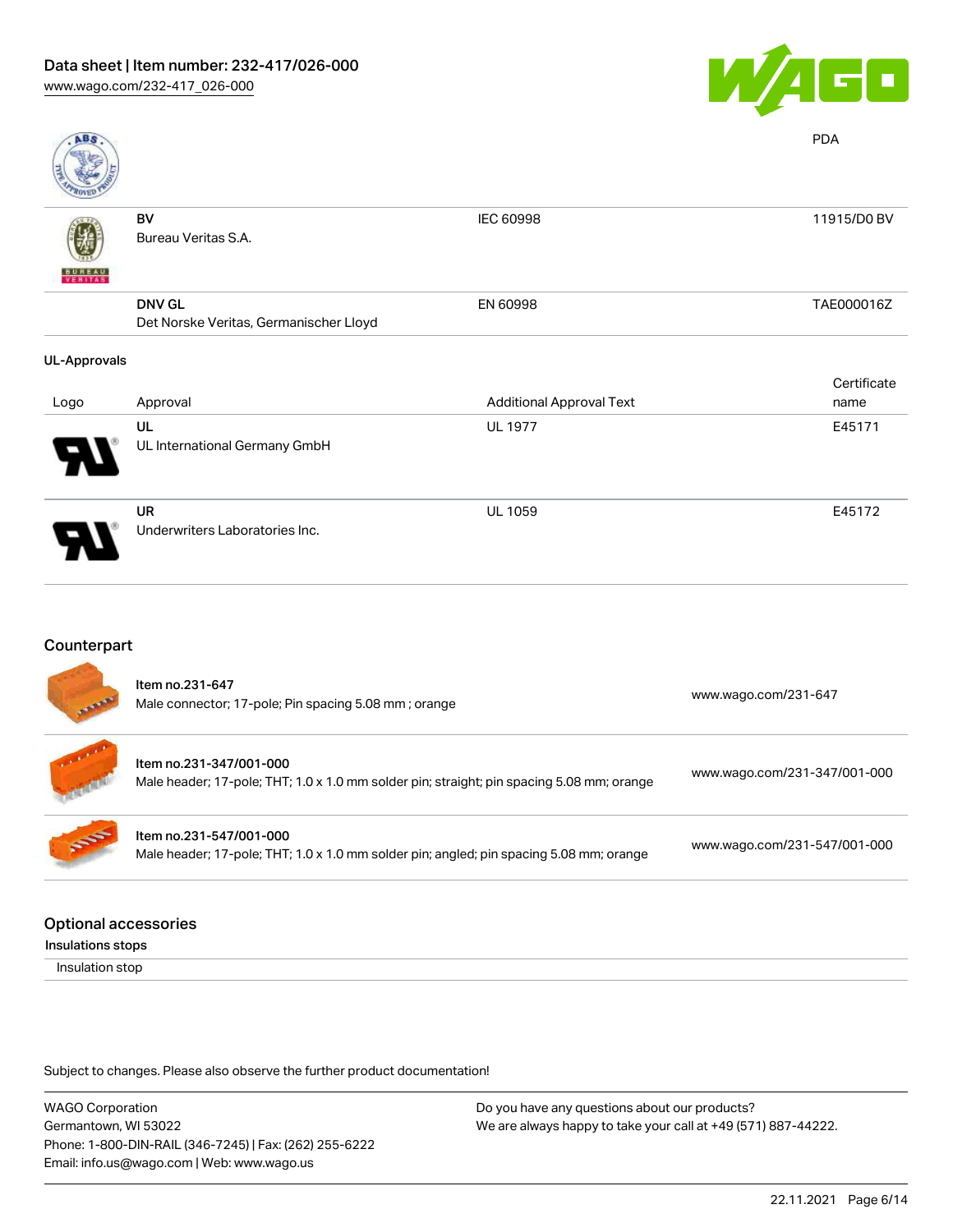PDA

| | | | |
|---|---|---|---|
| | **BV**<br>Bureau Veritas S.A. | IEC 60998 | 11915/D0 BV |
| | **DNV GL**<br>Det Norske Veritas, Germanischer Lloyd | EN 60998 | TAE000016Z |

**UL-Approvals**

| Logo | Approval | Additional Approval Text | Certificate name |
|---|---|---|---|
| | **UL**<br>UL International Germany GmbH | UL 1977 | E45171 |
| | **UR**<br>Underwriters Laboratories Inc. | UL 1059 | E45172 |

## Counterpart

| | | |
|---|---|---|
| | Item no.231-647<br>Male connector; 17-pole; Pin spacing 5.08 mm ; orange | www.wago.com/231-647 |
| | Item no.231-347/001-000<br>Male header; 17-pole; THT; 1.0 x 1.0 mm solder pin; straight; pin spacing 5.08 mm; orange | www.wago.com/231-347/001-000 |
| | Item no.231-547/001-000<br>Male header; 17-pole; THT; 1.0 x 1.0 mm solder pin; angled; pin spacing 5.08 mm; orange | www.wago.com/231-547/001-000 |

## Optional accessories

**Insulations stops**

Insulation stop

Subject to changes. Please also observe the further product documentation!

WAGO Corporation
Germantown, WI 53022
Phone: 1-800-DIN-RAIL (346-7245) | Fax: (262) 255-6222
Email: info.us@wago.com | Web: www.wago.us

Do you have any questions about our products?
We are always happy to take your call at +49 (571) 887-44222.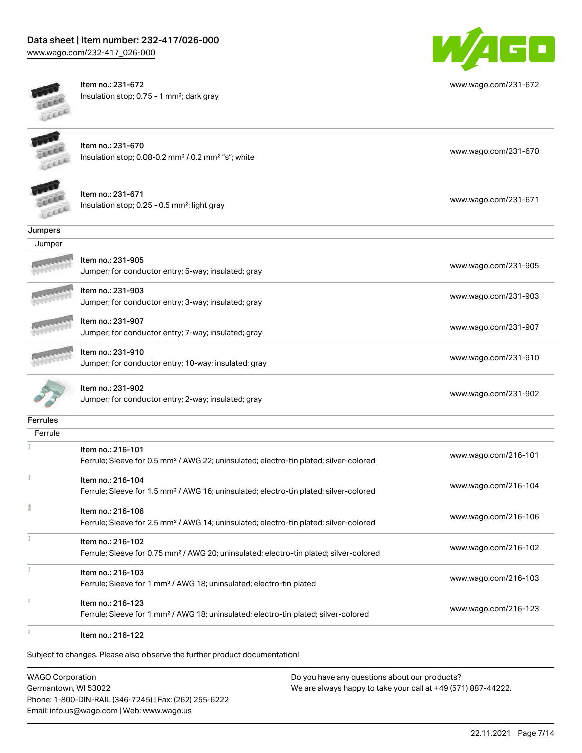| | | |
|---|---|---|
| | Item no.: 231-672<br>Insulation stop; 0.75 - 1 mm²; dark gray | www.wago.com/231-672 |
| | Item no.: 231-670<br>Insulation stop; 0.08-0.2 mm² / 0.2 mm² "s"; white | www.wago.com/231-670 |
| | Item no.: 231-671<br>Insulation stop; 0.25 - 0.5 mm²; light gray | www.wago.com/231-671 |

**Jumpers**

Jumper

| | | |
|---|---|---|
| | Item no.: 231-905<br>Jumper; for conductor entry; 5-way; insulated; gray | www.wago.com/231-905 |
| | Item no.: 231-903<br>Jumper; for conductor entry; 3-way; insulated; gray | www.wago.com/231-903 |
| | Item no.: 231-907<br>Jumper; for conductor entry; 7-way; insulated; gray | www.wago.com/231-907 |
| | Item no.: 231-910<br>Jumper; for conductor entry; 10-way; insulated; gray | www.wago.com/231-910 |
| | Item no.: 231-902<br>Jumper; for conductor entry; 2-way; insulated; gray | www.wago.com/231-902 |

**Ferrules**

Ferrule

| | | |
|---|---|---|
| | Item no.: 216-101<br>Ferrule; Sleeve for 0.5 mm² / AWG 22; uninsulated; electro-tin plated; silver-colored | www.wago.com/216-101 |
| | Item no.: 216-104<br>Ferrule; Sleeve for 1.5 mm² / AWG 16; uninsulated; electro-tin plated; silver-colored | www.wago.com/216-104 |
| | Item no.: 216-106<br>Ferrule; Sleeve for 2.5 mm² / AWG 14; uninsulated; electro-tin plated; silver-colored | www.wago.com/216-106 |
| | Item no.: 216-102<br>Ferrule; Sleeve for 0.75 mm² / AWG 20; uninsulated; electro-tin plated; silver-colored | www.wago.com/216-102 |
| | Item no.: 216-103<br>Ferrule; Sleeve for 1 mm² / AWG 18; uninsulated; electro-tin plated | www.wago.com/216-103 |
| | Item no.: 216-123<br>Ferrule; Sleeve for 1 mm² / AWG 18; uninsulated; electro-tin plated; silver-colored | www.wago.com/216-123 |
| | Item no.: 216-122 | |

Subject to changes. Please also observe the further product documentation!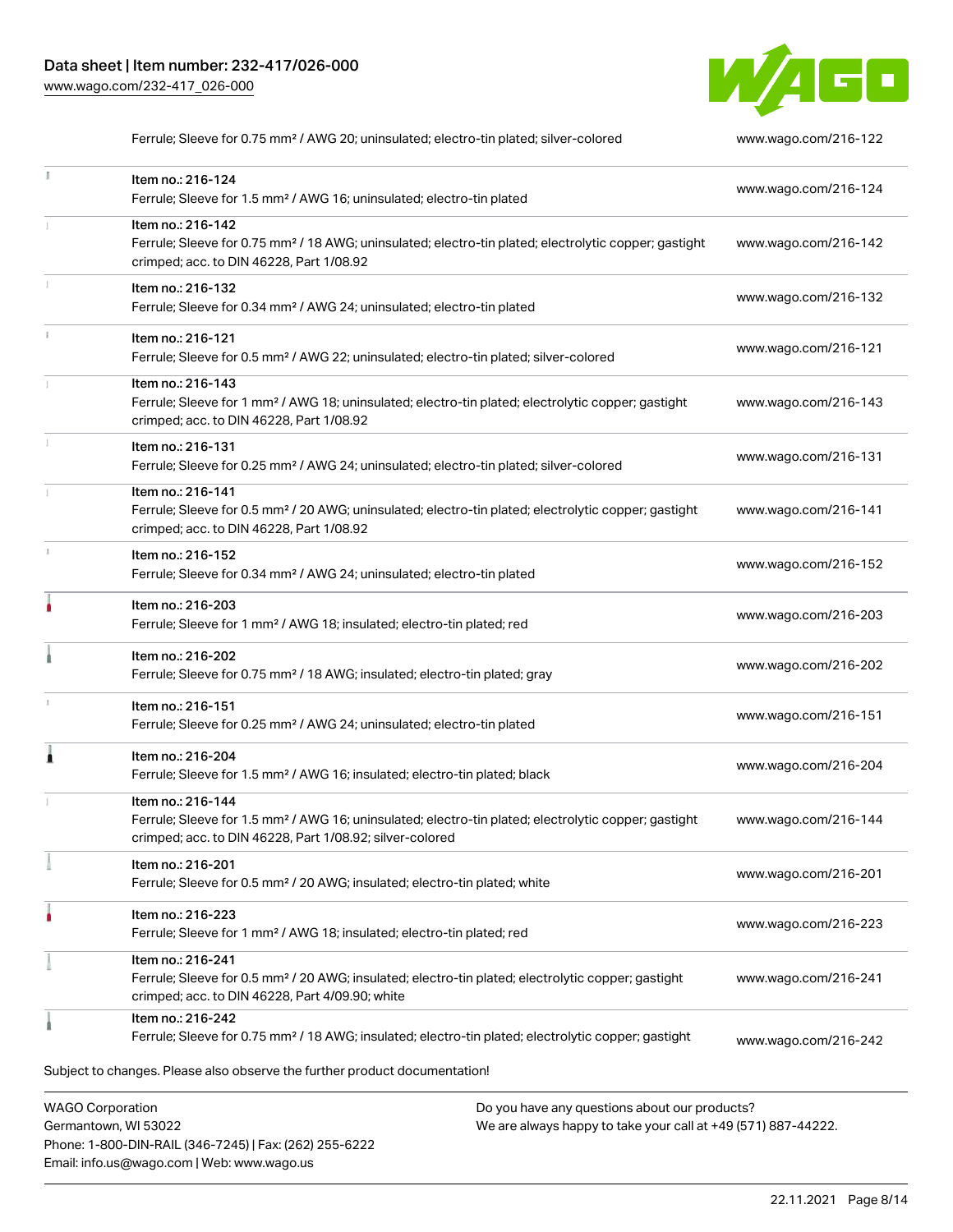| | | |
|---|---|---|
| | Ferrule; Sleeve for 0.75 mm² / AWG 20; uninsulated; electro-tin plated; silver-colored | www.wago.com/216-122 |
| | Item no.: 216-124<br>Ferrule; Sleeve for 1.5 mm² / AWG 16; uninsulated; electro-tin plated | www.wago.com/216-124 |
| | Item no.: 216-142<br>Ferrule; Sleeve for 0.75 mm² / 18 AWG; uninsulated; electro-tin plated; electrolytic copper; gastight crimped; acc. to DIN 46228, Part 1/08.92 | www.wago.com/216-142 |
| | Item no.: 216-132<br>Ferrule; Sleeve for 0.34 mm² / AWG 24; uninsulated; electro-tin plated | www.wago.com/216-132 |
| | Item no.: 216-121<br>Ferrule; Sleeve for 0.5 mm² / AWG 22; uninsulated; electro-tin plated; silver-colored | www.wago.com/216-121 |
| | Item no.: 216-143<br>Ferrule; Sleeve for 1 mm² / AWG 18; uninsulated; electro-tin plated; electrolytic copper; gastight crimped; acc. to DIN 46228, Part 1/08.92 | www.wago.com/216-143 |
| | Item no.: 216-131<br>Ferrule; Sleeve for 0.25 mm² / AWG 24; uninsulated; electro-tin plated; silver-colored | www.wago.com/216-131 |
| | Item no.: 216-141<br>Ferrule; Sleeve for 0.5 mm² / 20 AWG; uninsulated; electro-tin plated; electrolytic copper; gastight crimped; acc. to DIN 46228, Part 1/08.92 | www.wago.com/216-141 |
| | Item no.: 216-152<br>Ferrule; Sleeve for 0.34 mm² / AWG 24; uninsulated; electro-tin plated | www.wago.com/216-152 |
| | Item no.: 216-203<br>Ferrule; Sleeve for 1 mm² / AWG 18; insulated; electro-tin plated; red | www.wago.com/216-203 |
| | Item no.: 216-202<br>Ferrule; Sleeve for 0.75 mm² / 18 AWG; insulated; electro-tin plated; gray | www.wago.com/216-202 |
| | Item no.: 216-151<br>Ferrule; Sleeve for 0.25 mm² / AWG 24; uninsulated; electro-tin plated | www.wago.com/216-151 |
| | Item no.: 216-204<br>Ferrule; Sleeve for 1.5 mm² / AWG 16; insulated; electro-tin plated; black | www.wago.com/216-204 |
| | Item no.: 216-144<br>Ferrule; Sleeve for 1.5 mm² / AWG 16; uninsulated; electro-tin plated; electrolytic copper; gastight crimped; acc. to DIN 46228, Part 1/08.92; silver-colored | www.wago.com/216-144 |
| | Item no.: 216-201<br>Ferrule; Sleeve for 0.5 mm² / 20 AWG; insulated; electro-tin plated; white | www.wago.com/216-201 |
| | Item no.: 216-223<br>Ferrule; Sleeve for 1 mm² / AWG 18; insulated; electro-tin plated; red | www.wago.com/216-223 |
| | Item no.: 216-241<br>Ferrule; Sleeve for 0.5 mm² / 20 AWG; insulated; electro-tin plated; electrolytic copper; gastight crimped; acc. to DIN 46228, Part 4/09.90; white | www.wago.com/216-241 |
| | Item no.: 216-242<br>Ferrule; Sleeve for 0.75 mm² / 18 AWG; insulated; electro-tin plated; electrolytic copper; gastight | www.wago.com/216-242 |

Subject to changes. Please also observe the further product documentation!

WAGO Corporation
Germantown, WI 53022
Phone: 1-800-DIN-RAIL (346-7245) | Fax: (262) 255-6222
Email: info.us@wago.com | Web: www.wago.us

Do you have any questions about our products?
We are always happy to take your call at +49 (571) 887-44222.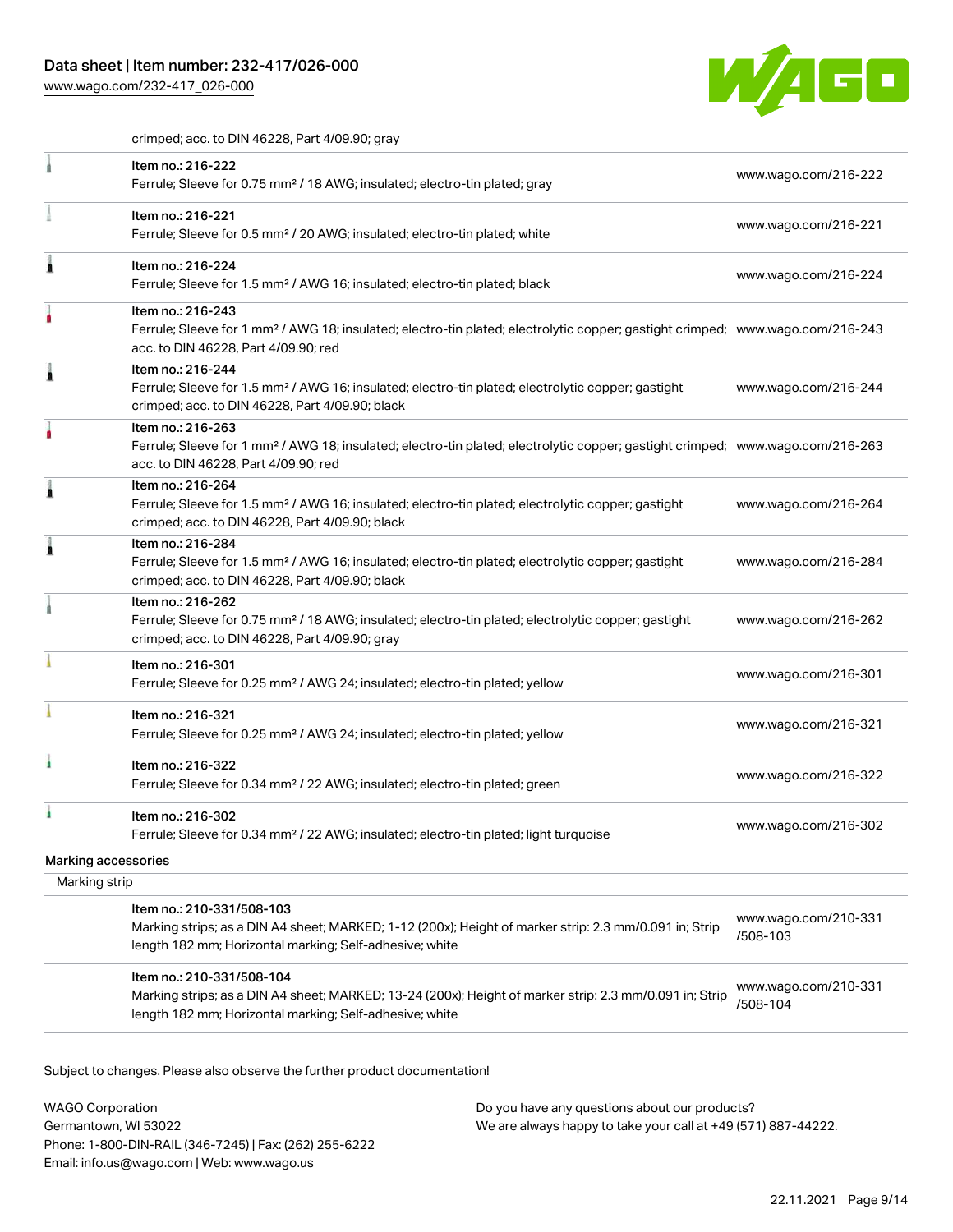crimped; acc. to DIN 46228, Part 4/09.90; gray

| Item | Link |
| --- | --- |
| Item no.: 216-222<br>Ferrule; Sleeve for 0.75 mm² / 18 AWG; insulated; electro-tin plated; gray | www.wago.com/216-222 |
| Item no.: 216-221<br>Ferrule; Sleeve for 0.5 mm² / 20 AWG; insulated; electro-tin plated; white | www.wago.com/216-221 |
| Item no.: 216-224<br>Ferrule; Sleeve for 1.5 mm² / AWG 16; insulated; electro-tin plated; black | www.wago.com/216-224 |
| Item no.: 216-243<br>Ferrule; Sleeve for 1 mm² / AWG 18; insulated; electro-tin plated; electrolytic copper; gastight crimped; acc. to DIN 46228, Part 4/09.90; red | www.wago.com/216-243 |
| Item no.: 216-244<br>Ferrule; Sleeve for 1.5 mm² / AWG 16; insulated; electro-tin plated; electrolytic copper; gastight crimped; acc. to DIN 46228, Part 4/09.90; black | www.wago.com/216-244 |
| Item no.: 216-263<br>Ferrule; Sleeve for 1 mm² / AWG 18; insulated; electro-tin plated; electrolytic copper; gastight crimped; acc. to DIN 46228, Part 4/09.90; red | www.wago.com/216-263 |
| Item no.: 216-264<br>Ferrule; Sleeve for 1.5 mm² / AWG 16; insulated; electro-tin plated; electrolytic copper; gastight crimped; acc. to DIN 46228, Part 4/09.90; black | www.wago.com/216-264 |
| Item no.: 216-284<br>Ferrule; Sleeve for 1.5 mm² / AWG 16; insulated; electro-tin plated; electrolytic copper; gastight crimped; acc. to DIN 46228, Part 4/09.90; black | www.wago.com/216-284 |
| Item no.: 216-262<br>Ferrule; Sleeve for 0.75 mm² / 18 AWG; insulated; electro-tin plated; electrolytic copper; gastight crimped; acc. to DIN 46228, Part 4/09.90; gray | www.wago.com/216-262 |
| Item no.: 216-301<br>Ferrule; Sleeve for 0.25 mm² / AWG 24; insulated; electro-tin plated; yellow | www.wago.com/216-301 |
| Item no.: 216-321<br>Ferrule; Sleeve for 0.25 mm² / AWG 24; insulated; electro-tin plated; yellow | www.wago.com/216-321 |
| Item no.: 216-322<br>Ferrule; Sleeve for 0.34 mm² / 22 AWG; insulated; electro-tin plated; green | www.wago.com/216-322 |
| Item no.: 216-302<br>Ferrule; Sleeve for 0.34 mm² / 22 AWG; insulated; electro-tin plated; light turquoise | www.wago.com/216-302 |

## Marking accessories

### Marking strip

| Item | Link |
| --- | --- |
| Item no.: 210-331/508-103<br>Marking strips; as a DIN A4 sheet; MARKED; 1-12 (200x); Height of marker strip: 2.3 mm/0.091 in; Strip length 182 mm; Horizontal marking; Self-adhesive; white | www.wago.com/210-331/508-103 |
| Item no.: 210-331/508-104<br>Marking strips; as a DIN A4 sheet; MARKED; 13-24 (200x); Height of marker strip: 2.3 mm/0.091 in; Strip length 182 mm; Horizontal marking; Self-adhesive; white | www.wago.com/210-331/508-104 |

Subject to changes. Please also observe the further product documentation!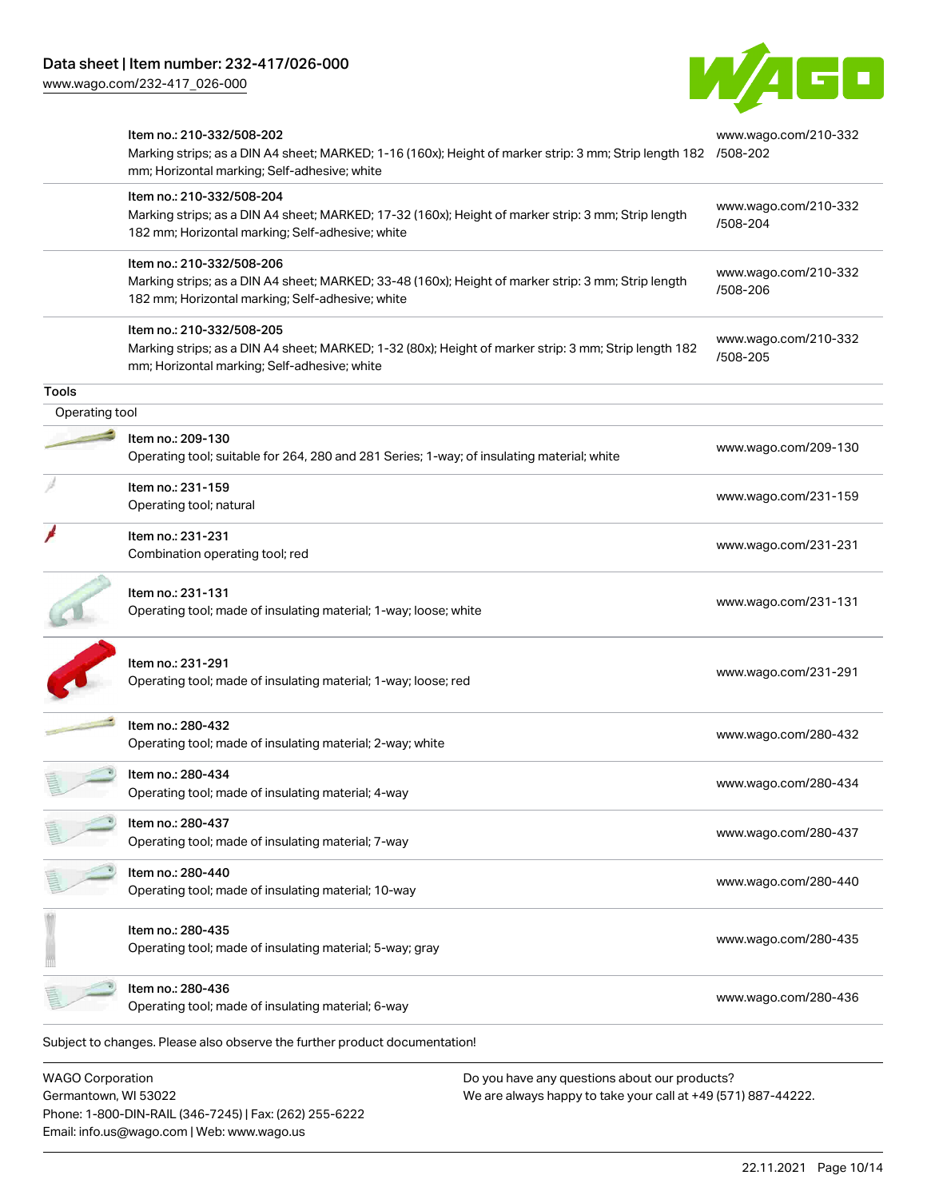| Item | URL |
| --- | --- |
| Item no.: 210-332/508-202<br>Marking strips; as a DIN A4 sheet; MARKED; 1-16 (160x); Height of marker strip: 3 mm; Strip length 182 mm; Horizontal marking; Self-adhesive; white | www.wago.com/210-332/508-202 |
| Item no.: 210-332/508-204<br>Marking strips; as a DIN A4 sheet; MARKED; 17-32 (160x); Height of marker strip: 3 mm; Strip length 182 mm; Horizontal marking; Self-adhesive; white | www.wago.com/210-332/508-204 |
| Item no.: 210-332/508-206<br>Marking strips; as a DIN A4 sheet; MARKED; 33-48 (160x); Height of marker strip: 3 mm; Strip length 182 mm; Horizontal marking; Self-adhesive; white | www.wago.com/210-332/508-206 |
| Item no.: 210-332/508-205<br>Marking strips; as a DIN A4 sheet; MARKED; 1-32 (80x); Height of marker strip: 3 mm; Strip length 182 mm; Horizontal marking; Self-adhesive; white | www.wago.com/210-332/508-205 |

### Tools

#### Operating tool

| Item | URL |
| --- | --- |
| Item no.: 209-130<br>Operating tool; suitable for 264, 280 and 281 Series; 1-way; of insulating material; white | www.wago.com/209-130 |
| Item no.: 231-159<br>Operating tool; natural | www.wago.com/231-159 |
| Item no.: 231-231<br>Combination operating tool; red | www.wago.com/231-231 |
| Item no.: 231-131<br>Operating tool; made of insulating material; 1-way; loose; white | www.wago.com/231-131 |
| Item no.: 231-291<br>Operating tool; made of insulating material; 1-way; loose; red | www.wago.com/231-291 |
| Item no.: 280-432<br>Operating tool; made of insulating material; 2-way; white | www.wago.com/280-432 |
| Item no.: 280-434<br>Operating tool; made of insulating material; 4-way | www.wago.com/280-434 |
| Item no.: 280-437<br>Operating tool; made of insulating material; 7-way | www.wago.com/280-437 |
| Item no.: 280-440<br>Operating tool; made of insulating material; 10-way | www.wago.com/280-440 |
| Item no.: 280-435<br>Operating tool; made of insulating material; 5-way; gray | www.wago.com/280-435 |
| Item no.: 280-436<br>Operating tool; made of insulating material; 6-way | www.wago.com/280-436 |

Subject to changes. Please also observe the further product documentation!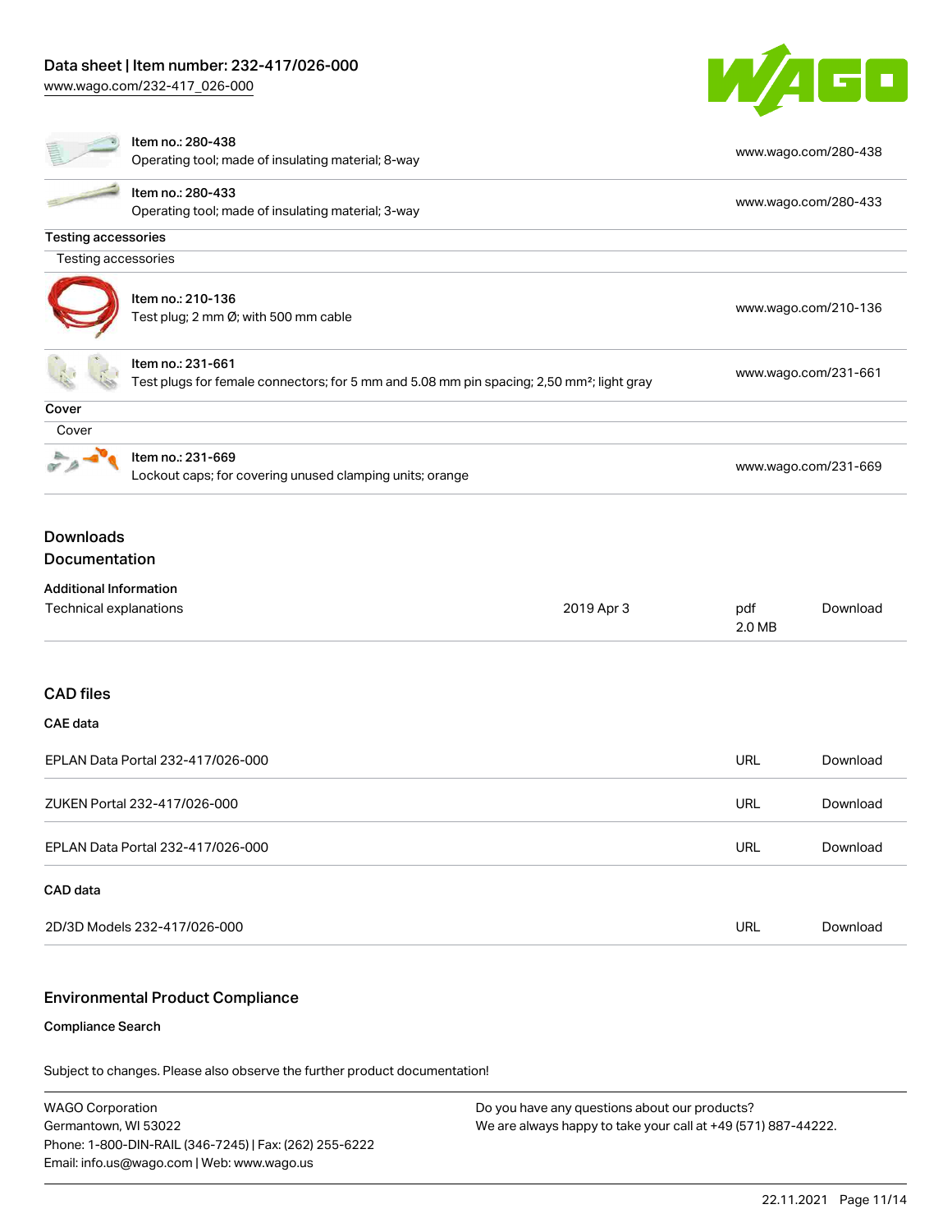| Item | Link |
| --- | --- |
| Item no.: 280-438<br>Operating tool; made of insulating material; 8-way | www.wago.com/280-438 |
| Item no.: 280-433<br>Operating tool; made of insulating material; 3-way | www.wago.com/280-433 |

**Testing accessories**

Testing accessories

| Item | Link |
| --- | --- |
| Item no.: 210-136<br>Test plug; 2 mm Ø; with 500 mm cable | www.wago.com/210-136 |
| Item no.: 231-661<br>Test plugs for female connectors; for 5 mm and 5.08 mm pin spacing; 2,50 mm²; light gray | www.wago.com/231-661 |

**Cover**

Cover

| Item | Link |
| --- | --- |
| Item no.: 231-669<br>Lockout caps; for covering unused clamping units; orange | www.wago.com/231-669 |

## Downloads

### Documentation

**Additional Information**

| | | | |
| --- | --- | --- | --- |
| Technical explanations | 2019 Apr 3 | pdf<br>2.0 MB | Download |

### CAD files

**CAE data**

| | | |
| --- | --- | --- |
| EPLAN Data Portal 232-417/026-000 | URL | Download |
| ZUKEN Portal 232-417/026-000 | URL | Download |
| EPLAN Data Portal 232-417/026-000 | URL | Download |

**CAD data**

| | | |
| --- | --- | --- |
| 2D/3D Models 232-417/026-000 | URL | Download |

## Environmental Product Compliance

**Compliance Search**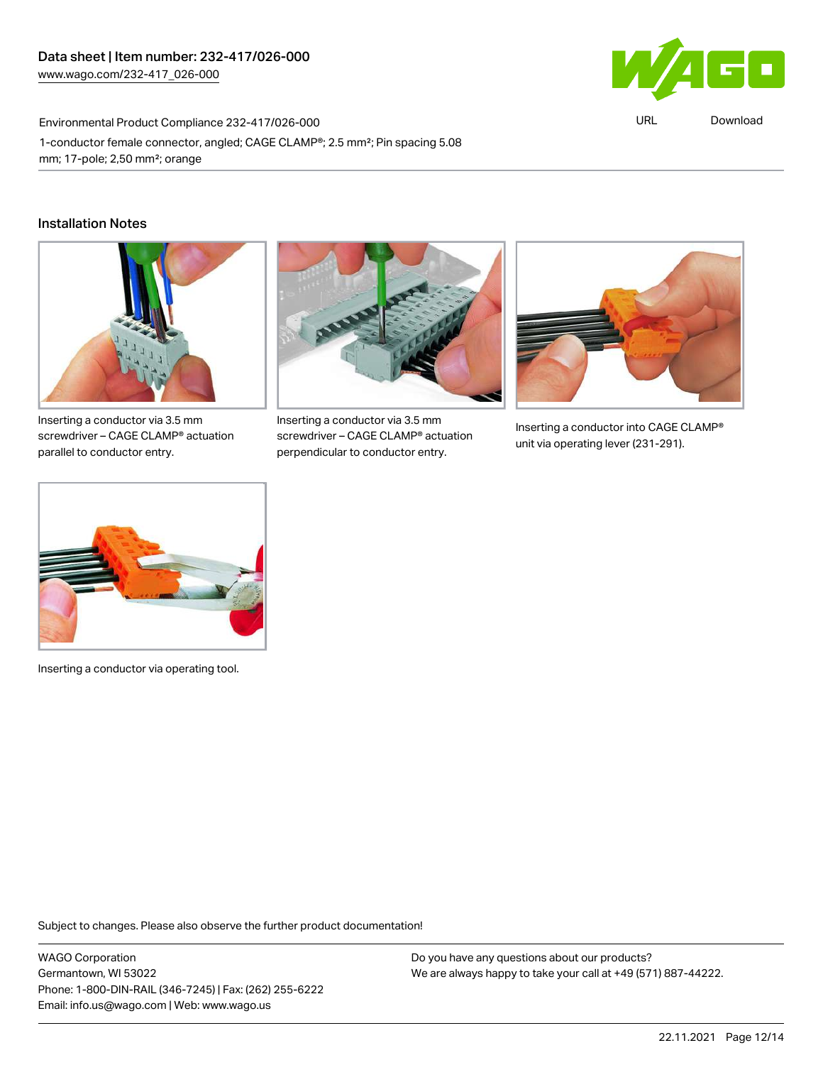Environmental Product Compliance 232-417/026-000

1-conductor female connector, angled; CAGE CLAMP®; 2.5 mm²; Pin spacing 5.08 mm; 17-pole; 2,50 mm²; orange

## Installation Notes

Inserting a conductor via 3.5 mm screwdriver – CAGE CLAMP® actuation parallel to conductor entry.

Inserting a conductor via 3.5 mm screwdriver – CAGE CLAMP® actuation perpendicular to conductor entry.

Inserting a conductor into CAGE CLAMP® unit via operating lever (231-291).

Inserting a conductor via operating tool.

Subject to changes. Please also observe the further product documentation!

WAGO Corporation
Germantown, WI 53022
Phone: 1-800-DIN-RAIL (346-7245) | Fax: (262) 255-6222
Email: info.us@wago.com | Web: www.wago.us

Do you have any questions about our products?
We are always happy to take your call at +49 (571) 887-44222.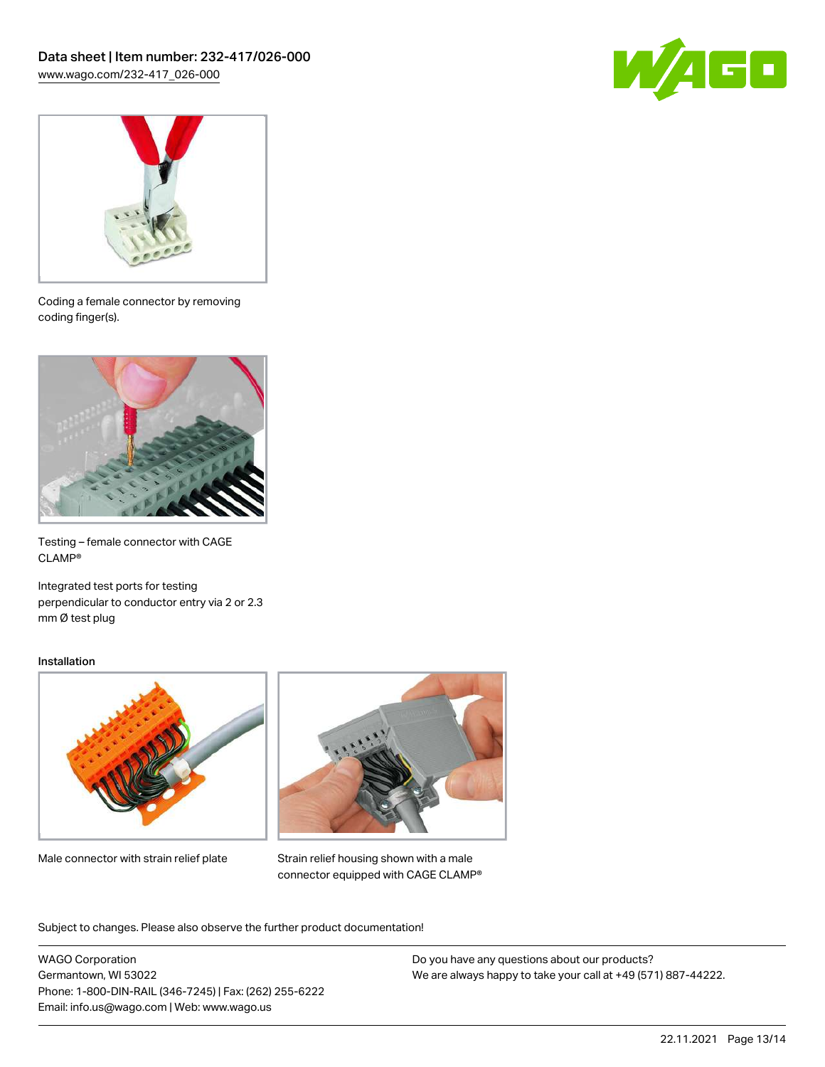Coding a female connector by removing coding finger(s).

Testing – female connector with CAGE CLAMP®

Integrated test ports for testing perpendicular to conductor entry via 2 or 2.3 mm Ø test plug

Installation

Male connector with strain relief plate

Strain relief housing shown with a male connector equipped with CAGE CLAMP®

Subject to changes. Please also observe the further product documentation!

WAGO Corporation
Germantown, WI 53022
Phone: 1-800-DIN-RAIL (346-7245) | Fax: (262) 255-6222
Email: info.us@wago.com | Web: www.wago.us

Do you have any questions about our products?
We are always happy to take your call at +49 (571) 887-44222.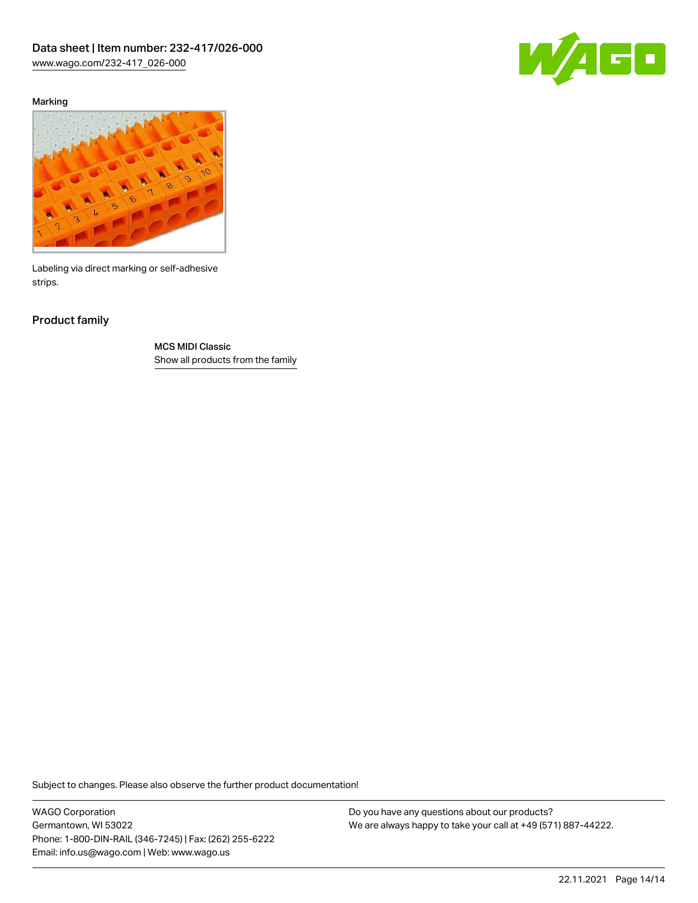Marking

Labeling via direct marking or self-adhesive strips.

## Product family

MCS MIDI Classic
Show all products from the family

Subject to changes. Please also observe the further product documentation!

WAGO Corporation
Germantown, WI 53022
Phone: 1-800-DIN-RAIL (346-7245) | Fax: (262) 255-6222
Email: info.us@wago.com | Web: www.wago.us

Do you have any questions about our products?
We are always happy to take your call at +49 (571) 887-44222.